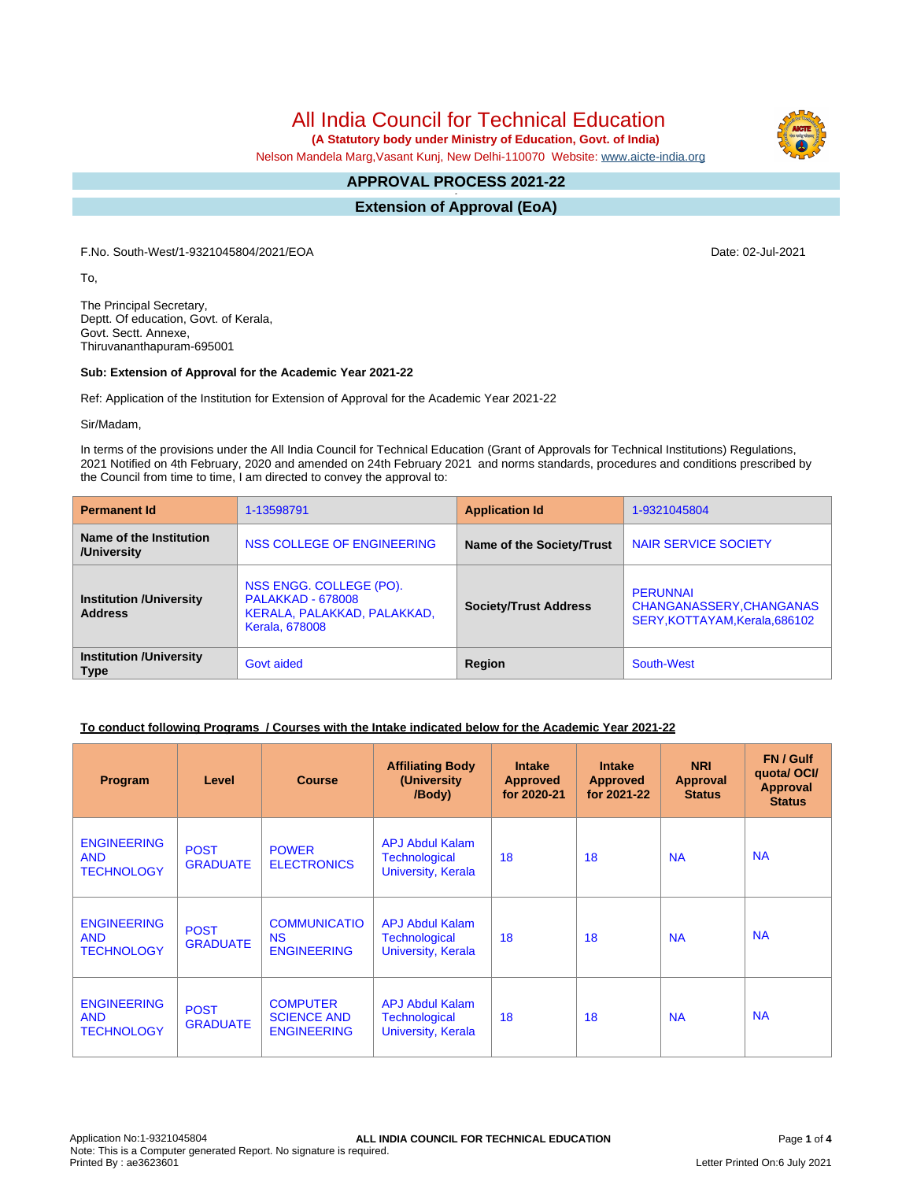# All India Council for Technical Education

**(A Statutory body under Ministry of Education, Govt. of India)**

Nelson Mandela Marg,Vasant Kunj, New Delhi-110070 Website: www.aicte-india.org

## APPROVAL PROCESS 2021-22

## Extension of Approval (EoA)

F.No. South-West/1-9321045804/2021/EOA

Date: 02-Jul-2021

To,

The Principal Secretary,
Deptt. Of education, Govt. of Kerala,
Govt. Sectt. Annexe,
Thiruvananthapuram-695001

**Sub: Extension of Approval for the Academic Year 2021-22**

Ref: Application of the Institution for Extension of Approval for the Academic Year 2021-22

Sir/Madam,

In terms of the provisions under the All India Council for Technical Education (Grant of Approvals for Technical Institutions) Regulations, 2021 Notified on 4th February, 2020 and amended on 24th February 2021 and norms standards, procedures and conditions prescribed by the Council from time to time, I am directed to convey the approval to:

| **Permanent Id** | 1-13598791 | **Application Id** | 1-9321045804 |
|---|---|---|---|
| **Name of the Institution /University** | NSS COLLEGE OF ENGINEERING | **Name of the Society/Trust** | NAIR SERVICE SOCIETY |
| **Institution /University Address** | NSS ENGG. COLLEGE (PO). PALAKKAD - 678008 KERALA, PALAKKAD, PALAKKAD, Kerala, 678008 | **Society/Trust Address** | PERUNNAI CHANGANASSERY,CHANGANASSERY,KOTTAYAM,Kerala,686102 |
| **Institution /University Type** | Govt aided | **Region** | South-West |

**To conduct following Programs / Courses with the Intake indicated below for the Academic Year 2021-22**

| Program | Level | Course | Affiliating Body (University /Body) | Intake Approved for 2020-21 | Intake Approved for 2021-22 | NRI Approval Status | FN / Gulf quota/ OCI/ Approval Status |
|---|---|---|---|---|---|---|---|
| ENGINEERING AND TECHNOLOGY | POST GRADUATE | POWER ELECTRONICS | APJ Abdul Kalam Technological University, Kerala | 18 | 18 | NA | NA |
| ENGINEERING AND TECHNOLOGY | POST GRADUATE | COMMUNICATIONS ENGINEERING | APJ Abdul Kalam Technological University, Kerala | 18 | 18 | NA | NA |
| ENGINEERING AND TECHNOLOGY | POST GRADUATE | COMPUTER SCIENCE AND ENGINEERING | APJ Abdul Kalam Technological University, Kerala | 18 | 18 | NA | NA |

Application No:1-9321045804
Note: This is a Computer generated Report. No signature is required.
Printed By : ae3623601
Letter Printed On:6 July 2021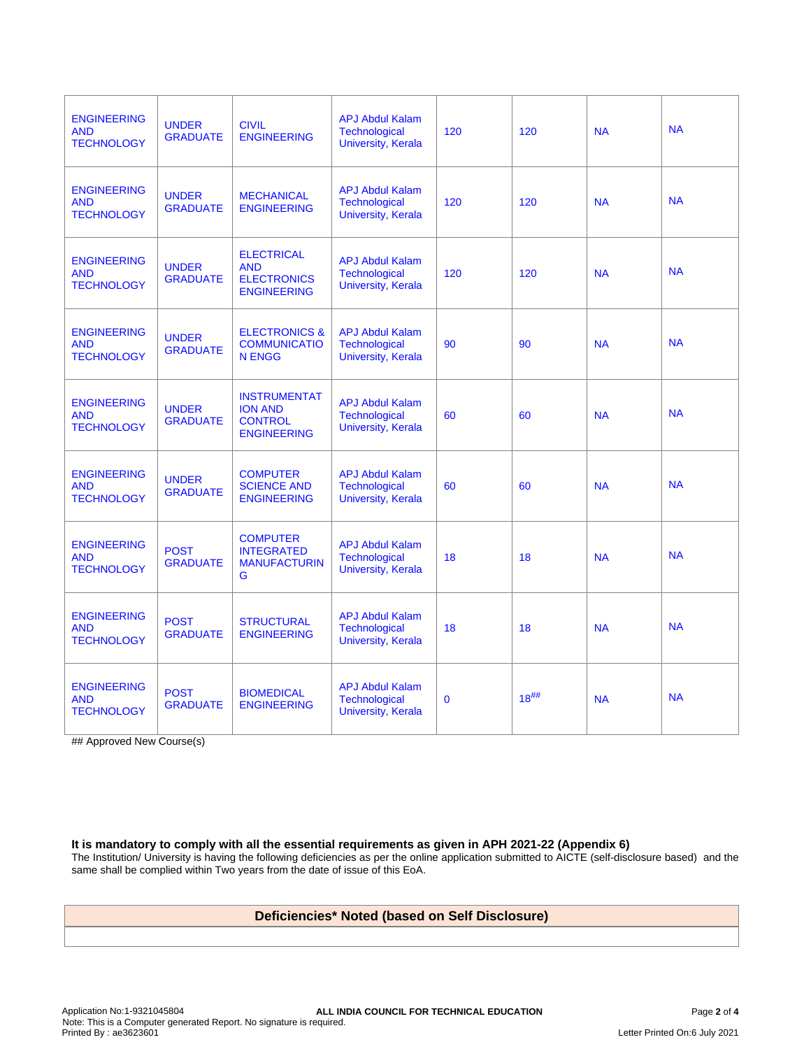| | | | | | | | |
|---|---|---|---|---|---|---|---|
| ENGINEERING AND TECHNOLOGY | UNDER GRADUATE | CIVIL ENGINEERING | APJ Abdul Kalam Technological University, Kerala | 120 | 120 | NA | NA |
| ENGINEERING AND TECHNOLOGY | UNDER GRADUATE | MECHANICAL ENGINEERING | APJ Abdul Kalam Technological University, Kerala | 120 | 120 | NA | NA |
| ENGINEERING AND TECHNOLOGY | UNDER GRADUATE | ELECTRICAL AND ELECTRONICS ENGINEERING | APJ Abdul Kalam Technological University, Kerala | 120 | 120 | NA | NA |
| ENGINEERING AND TECHNOLOGY | UNDER GRADUATE | ELECTRONICS & COMMUNICATION ENGG | APJ Abdul Kalam Technological University, Kerala | 90 | 90 | NA | NA |
| ENGINEERING AND TECHNOLOGY | UNDER GRADUATE | INSTRUMENTATION AND CONTROL ENGINEERING | APJ Abdul Kalam Technological University, Kerala | 60 | 60 | NA | NA |
| ENGINEERING AND TECHNOLOGY | UNDER GRADUATE | COMPUTER SCIENCE AND ENGINEERING | APJ Abdul Kalam Technological University, Kerala | 60 | 60 | NA | NA |
| ENGINEERING AND TECHNOLOGY | POST GRADUATE | COMPUTER INTEGRATED MANUFACTURING | APJ Abdul Kalam Technological University, Kerala | 18 | 18 | NA | NA |
| ENGINEERING AND TECHNOLOGY | POST GRADUATE | STRUCTURAL ENGINEERING | APJ Abdul Kalam Technological University, Kerala | 18 | 18 | NA | NA |
| ENGINEERING AND TECHNOLOGY | POST GRADUATE | BIOMEDICAL ENGINEERING | APJ Abdul Kalam Technological University, Kerala | 0 | 18## | NA | NA |

## Approved New Course(s)

**It is mandatory to comply with all the essential requirements as given in APH 2021-22 (Appendix 6)**

The Institution/ University is having the following deficiencies as per the online application submitted to AICTE (self-disclosure based) and the same shall be complied within Two years from the date of issue of this EoA.

| Deficiencies* Noted (based on Self Disclosure) |
|---|
| |

Application No:1-9321045804
Note: This is a Computer generated Report. No signature is required.
Printed By : ae3623601

ALL INDIA COUNCIL FOR TECHNICAL EDUCATION

Letter Printed On:6 July 2021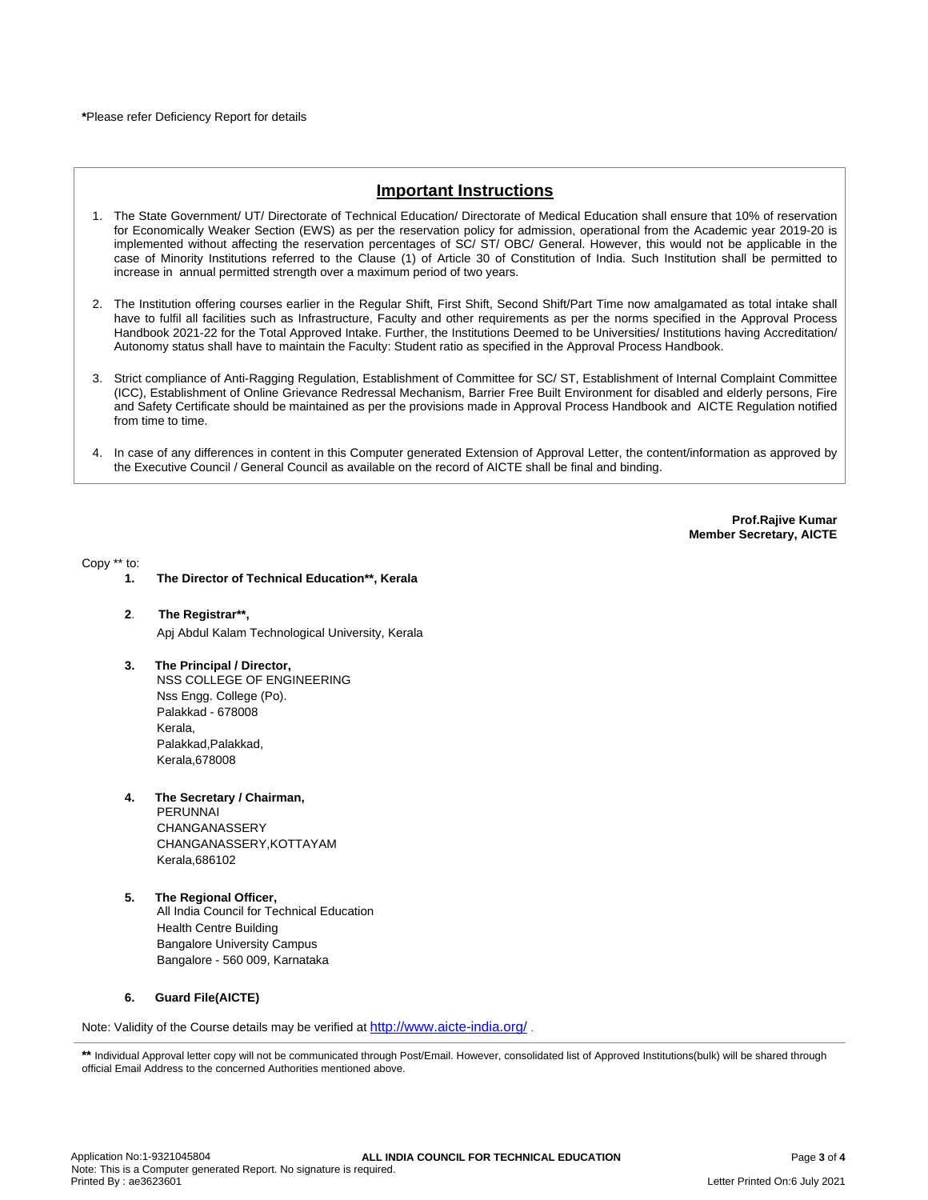**\***Please refer Deficiency Report for details

## Important Instructions

1. The State Government/ UT/ Directorate of Technical Education/ Directorate of Medical Education shall ensure that 10% of reservation for Economically Weaker Section (EWS) as per the reservation policy for admission, operational from the Academic year 2019-20 is implemented without affecting the reservation percentages of SC/ ST/ OBC/ General. However, this would not be applicable in the case of Minority Institutions referred to the Clause (1) of Article 30 of Constitution of India. Such Institution shall be permitted to increase in annual permitted strength over a maximum period of two years.

2. The Institution offering courses earlier in the Regular Shift, First Shift, Second Shift/Part Time now amalgamated as total intake shall have to fulfil all facilities such as Infrastructure, Faculty and other requirements as per the norms specified in the Approval Process Handbook 2021-22 for the Total Approved Intake. Further, the Institutions Deemed to be Universities/ Institutions having Accreditation/ Autonomy status shall have to maintain the Faculty: Student ratio as specified in the Approval Process Handbook.

3. Strict compliance of Anti-Ragging Regulation, Establishment of Committee for SC/ ST, Establishment of Internal Complaint Committee (ICC), Establishment of Online Grievance Redressal Mechanism, Barrier Free Built Environment for disabled and elderly persons, Fire and Safety Certificate should be maintained as per the provisions made in Approval Process Handbook and AICTE Regulation notified from time to time.

4. In case of any differences in content in this Computer generated Extension of Approval Letter, the content/information as approved by the Executive Council / General Council as available on the record of AICTE shall be final and binding.

**Prof.Rajive Kumar**
**Member Secretary, AICTE**

Copy ** to:

1. **The Director of Technical Education**, Kerala**

2. **The Registrar**,**
   Apj Abdul Kalam Technological University, Kerala

3. **The Principal / Director,**
   NSS COLLEGE OF ENGINEERING
   Nss Engg. College (Po).
   Palakkad - 678008
   Kerala,
   Palakkad,Palakkad,
   Kerala,678008

4. **The Secretary / Chairman,**
   PERUNNAI
   CHANGANASSERY
   CHANGANASSERY,KOTTAYAM
   Kerala,686102

5. **The Regional Officer,**
   All India Council for Technical Education
   Health Centre Building
   Bangalore University Campus
   Bangalore - 560 009, Karnataka

6. **Guard File(AICTE)**

Note: Validity of the Course details may be verified at http://www.aicte-india.org/ .

**\*\*** Individual Approval letter copy will not be communicated through Post/Email. However, consolidated list of Approved Institutions(bulk) will be shared through official Email Address to the concerned Authorities mentioned above.

Application No:1-9321045804
Note: This is a Computer generated Report. No signature is required.
Printed By : ae3623601
Letter Printed On:6 July 2021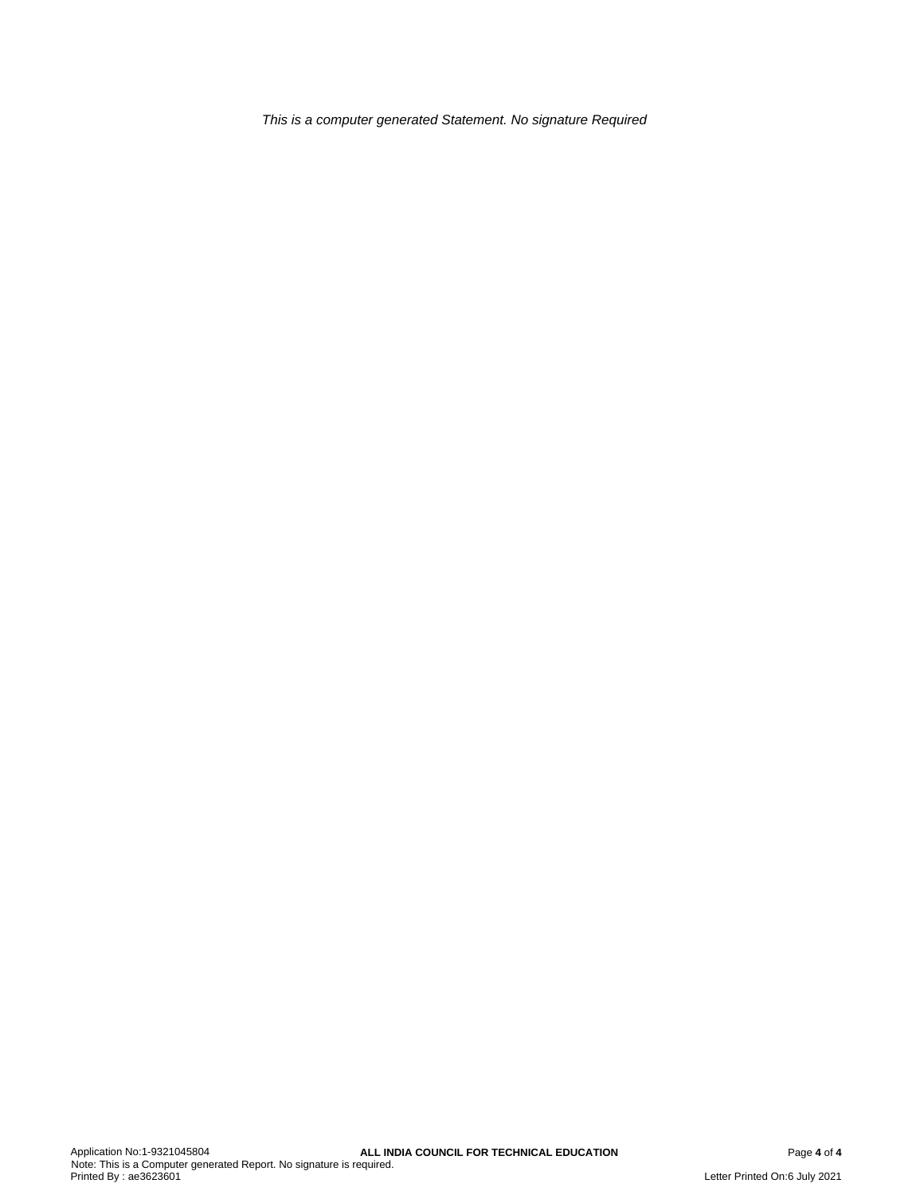*This is a computer generated Statement. No signature Required*